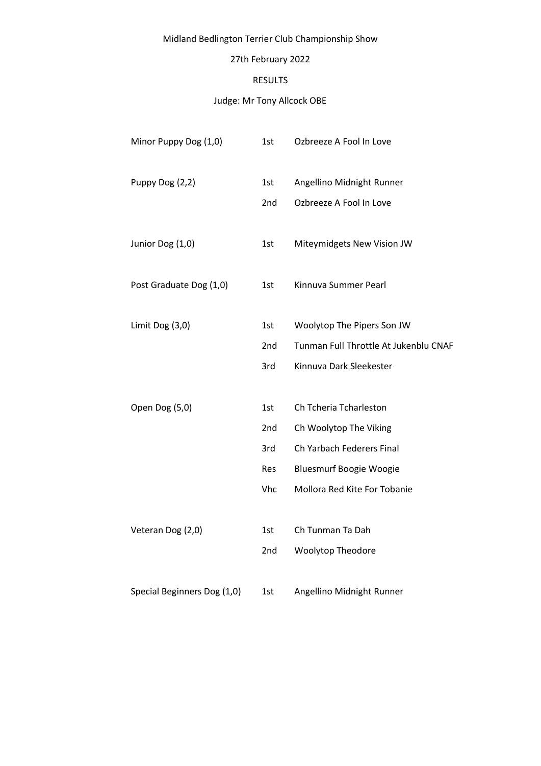Midland Bedlington Terrier Club Championship Show

27th February 2022

RESULTS

Judge: Mr Tony Allcock OBE

| Class | Place | Dog |
|---|---|---|
| Minor Puppy Dog (1,0) | 1st | Ozbreeze A Fool In Love |
| Puppy Dog (2,2) | 1st | Angellino Midnight Runner |
| | 2nd | Ozbreeze A Fool In Love |
| Junior Dog (1,0) | 1st | Miteymidgets New Vision JW |
| Post Graduate Dog (1,0) | 1st | Kinnuva Summer Pearl |
| Limit Dog (3,0) | 1st | Woolytop The Pipers Son JW |
| | 2nd | Tunman Full Throttle At Jukenblu CNAF |
| | 3rd | Kinnuva Dark Sleekester |
| Open Dog (5,0) | 1st | Ch Tcheria Tcharleston |
| | 2nd | Ch Woolytop The Viking |
| | 3rd | Ch Yarbach Federers Final |
| | Res | Bluesmurf Boogie Woogie |
| | Vhc | Mollora Red Kite For Tobanie |
| Veteran Dog (2,0) | 1st | Ch Tunman Ta Dah |
| | 2nd | Woolytop Theodore |
| Special Beginners Dog (1,0) | 1st | Angellino Midnight Runner |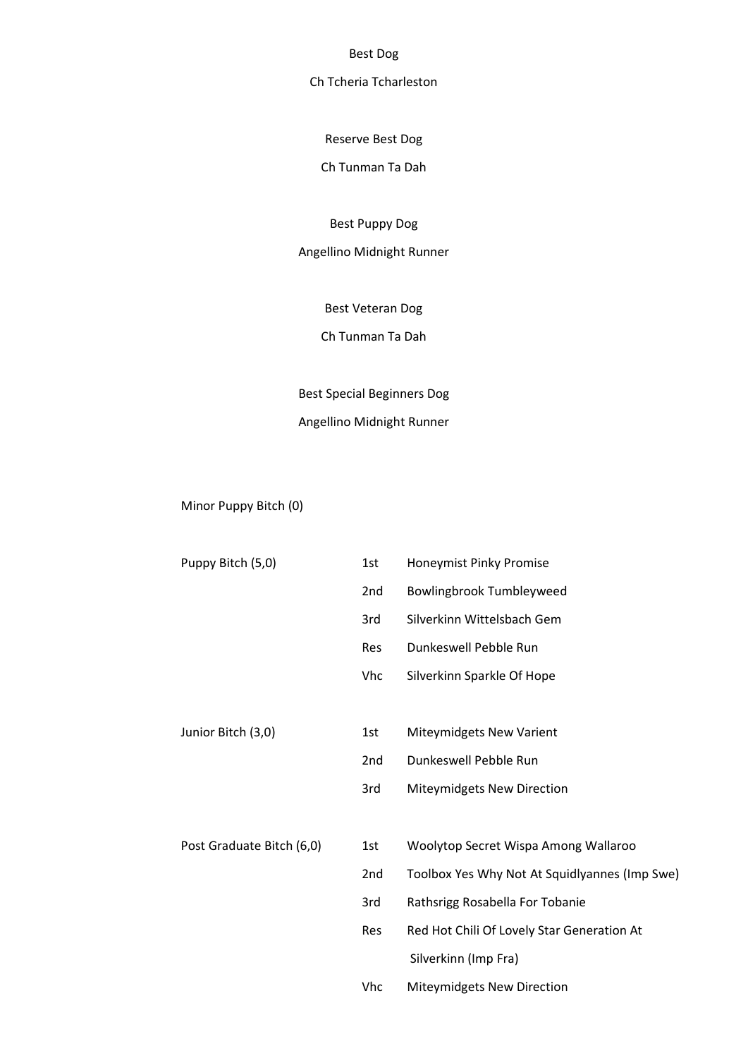Best Dog

Ch Tcheria Tcharleston

Reserve Best Dog

Ch Tunman Ta Dah

Best Puppy Dog

Angellino Midnight Runner

Best Veteran Dog

Ch Tunman Ta Dah

Best Special Beginners Dog

Angellino Midnight Runner

Minor Puppy Bitch (0)

| Class | Place | Name |
|---|---|---|
| Puppy Bitch (5,0) | 1st | Honeymist Pinky Promise |
| | 2nd | Bowlingbrook Tumbleyweed |
| | 3rd | Silverkinn Wittelsbach Gem |
| | Res | Dunkeswell Pebble Run |
| | Vhc | Silverkinn Sparkle Of Hope |
| Junior Bitch (3,0) | 1st | Miteymidgets New Varient |
| | 2nd | Dunkeswell Pebble Run |
| | 3rd | Miteymidgets New Direction |
| Post Graduate Bitch (6,0) | 1st | Woolytop Secret Wispa Among Wallaroo |
| | 2nd | Toolbox Yes Why Not At Squidlyannes (Imp Swe) |
| | 3rd | Rathsrigg Rosabella For Tobanie |
| | Res | Red Hot Chili Of Lovely Star Generation At Silverkinn (Imp Fra) |
| | Vhc | Miteymidgets New Direction |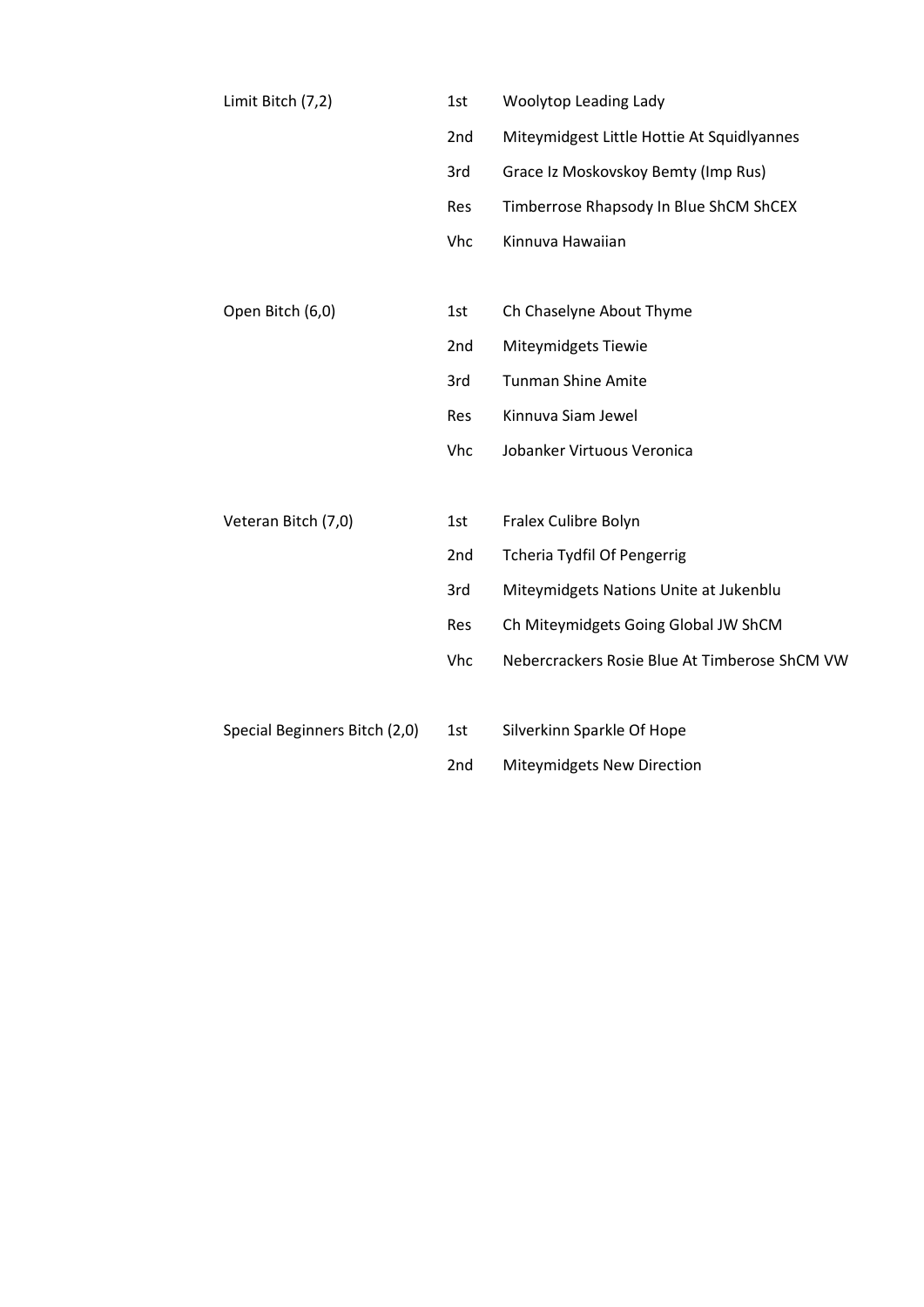| Class | Place | Name |
| --- | --- | --- |
| Limit Bitch (7,2) | 1st | Woolytop Leading Lady |
| | 2nd | Miteymidgest Little Hottie At Squidlyannes |
| | 3rd | Grace Iz Moskovskoy Bemty (Imp Rus) |
| | Res | Timberrose Rhapsody In Blue ShCM ShCEX |
| | Vhc | Kinnuva Hawaiian |
| Open Bitch (6,0) | 1st | Ch Chaselyne About Thyme |
| | 2nd | Miteymidgets Tiewie |
| | 3rd | Tunman Shine Amite |
| | Res | Kinnuva Siam Jewel |
| | Vhc | Jobanker Virtuous Veronica |
| Veteran Bitch (7,0) | 1st | Fralex Culibre Bolyn |
| | 2nd | Tcheria Tydfil Of Pengerrig |
| | 3rd | Miteymidgets Nations Unite at Jukenblu |
| | Res | Ch Miteymidgets Going Global JW ShCM |
| | Vhc | Nebercrackers Rosie Blue At Timberose ShCM VW |
| Special Beginners Bitch (2,0) | 1st | Silverkinn Sparkle Of Hope |
| | 2nd | Miteymidgets New Direction |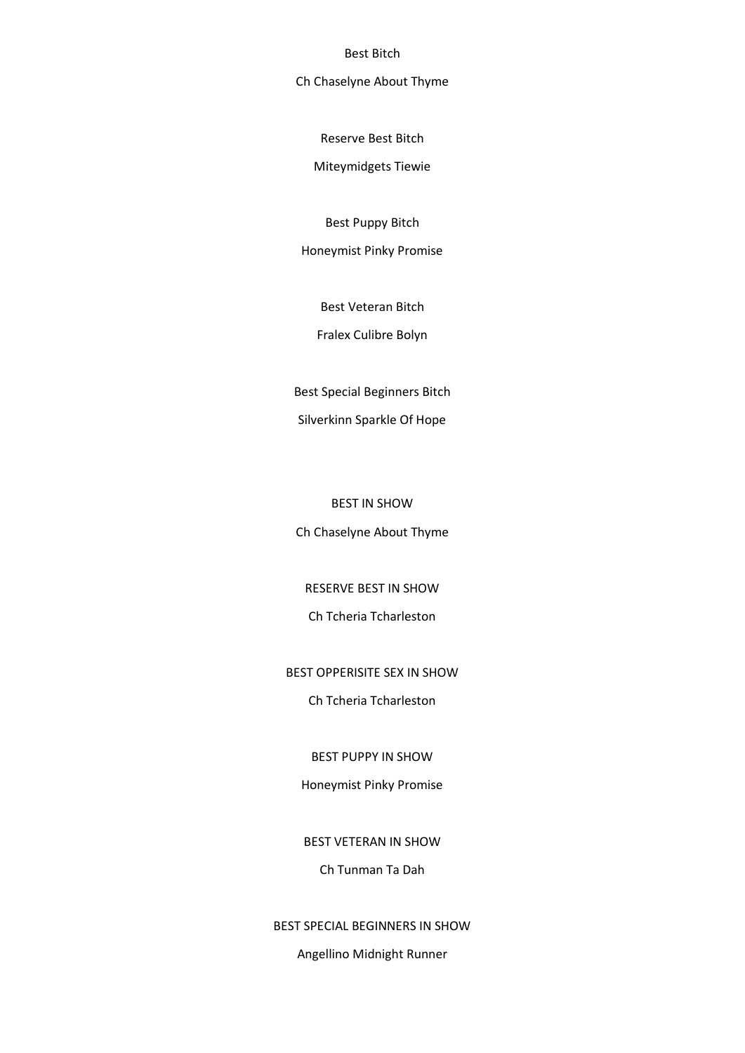Best Bitch

Ch Chaselyne About Thyme

Reserve Best Bitch

Miteymidgets Tiewie

Best Puppy Bitch

Honeymist Pinky Promise

Best Veteran Bitch

Fralex Culibre Bolyn

Best Special Beginners Bitch

Silverkinn Sparkle Of Hope

BEST IN SHOW

Ch Chaselyne About Thyme

RESERVE BEST IN SHOW

Ch Tcheria Tcharleston

BEST OPPERISITE SEX IN SHOW

Ch Tcheria Tcharleston

BEST PUPPY IN SHOW

Honeymist Pinky Promise

BEST VETERAN IN SHOW

Ch Tunman Ta Dah

BEST SPECIAL BEGINNERS IN SHOW

Angellino Midnight Runner